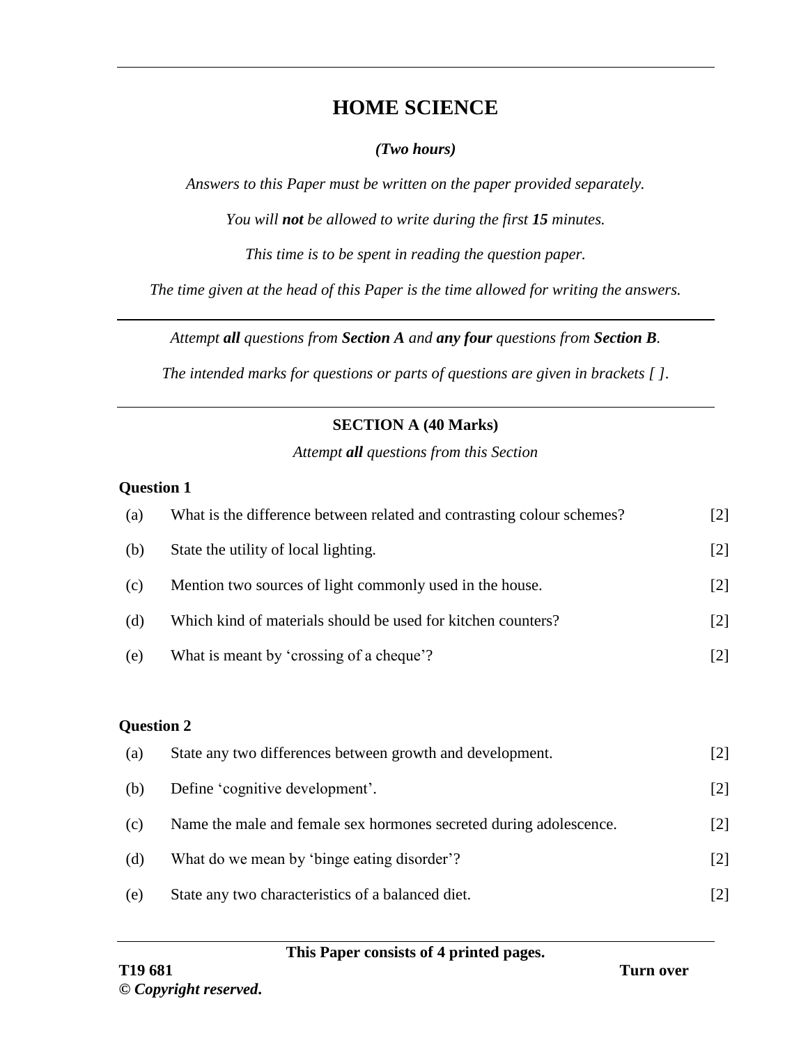# HOME SCIENCE

***(Two hours)***

*Answers to this Paper must be written on the paper provided separately.*

*You will **not** be allowed to write during the first **15** minutes.*

*This time is to be spent in reading the question paper.*

*The time given at the head of this Paper is the time allowed for writing the answers.*

---

*Attempt **all** questions from **Section A** and **any four** questions from **Section B**.*

*The intended marks for questions or parts of questions are given in brackets [ ].*

---

## SECTION A (40 Marks)

*Attempt **all** questions from this Section*

### Question 1

(a) What is the difference between related and contrasting colour schemes? [2]

(b) State the utility of local lighting. [2]

(c) Mention two sources of light commonly used in the house. [2]

(d) Which kind of materials should be used for kitchen counters? [2]

(e) What is meant by 'crossing of a cheque'? [2]

### Question 2

(a) State any two differences between growth and development. [2]

(b) Define 'cognitive development'. [2]

(c) Name the male and female sex hormones secreted during adolescence. [2]

(d) What do we mean by 'binge eating disorder'? [2]

(e) State any two characteristics of a balanced diet. [2]

**This Paper consists of 4 printed pages.**

**T19 681** **Turn over**

**© *Copyright reserved*.**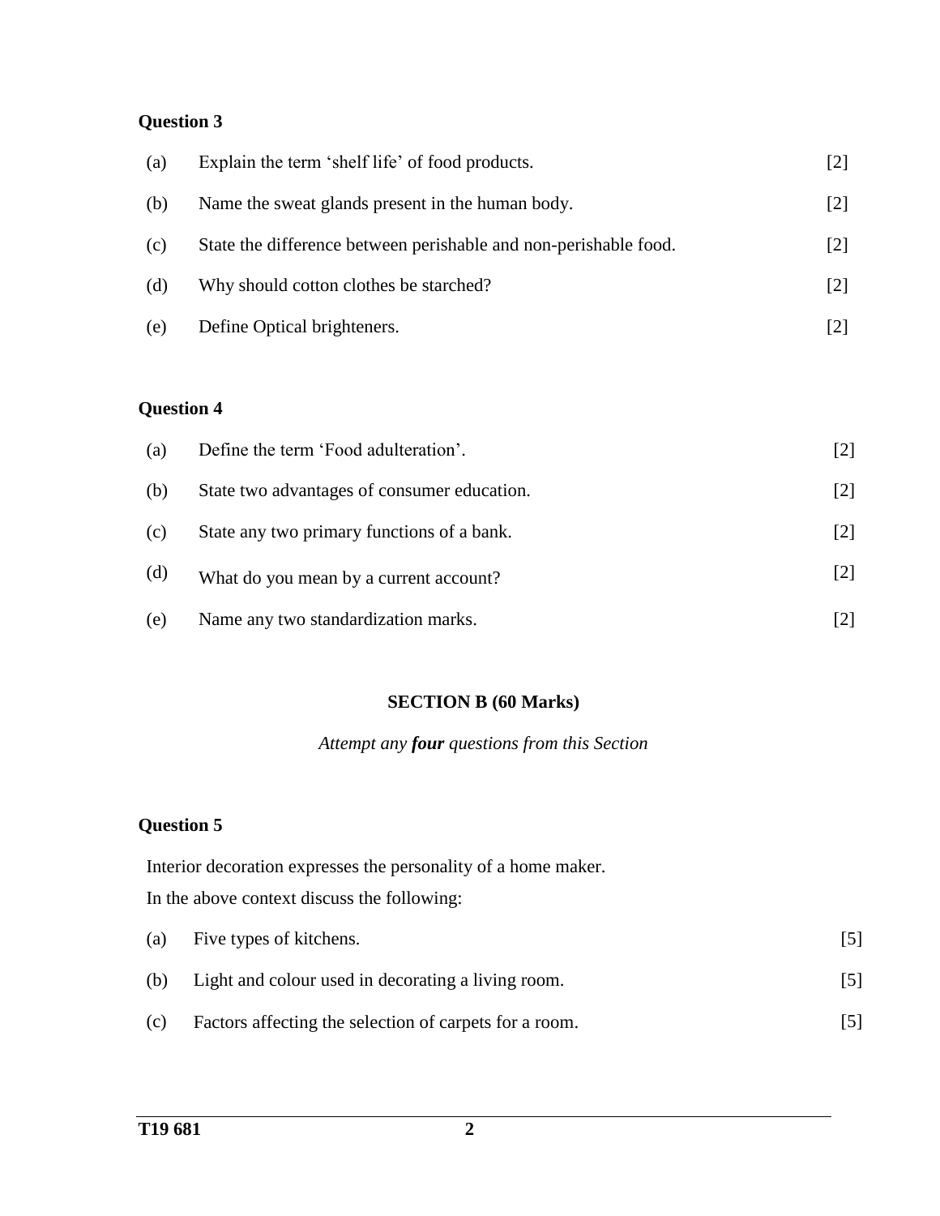**Question 3**

(a) Explain the term 'shelf life' of food products. [2]

(b) Name the sweat glands present in the human body. [2]

(c) State the difference between perishable and non-perishable food. [2]

(d) Why should cotton clothes be starched? [2]

(e) Define Optical brighteners. [2]

**Question 4**

(a) Define the term 'Food adulteration'. [2]

(b) State two advantages of consumer education. [2]

(c) State any two primary functions of a bank. [2]

(d) What do you mean by a current account? [2]

(e) Name any two standardization marks. [2]

## SECTION B (60 Marks)

*Attempt any **four** questions from this Section*

**Question 5**

Interior decoration expresses the personality of a home maker.

In the above context discuss the following:

(a) Five types of kitchens. [5]

(b) Light and colour used in decorating a living room. [5]

(c) Factors affecting the selection of carpets for a room. [5]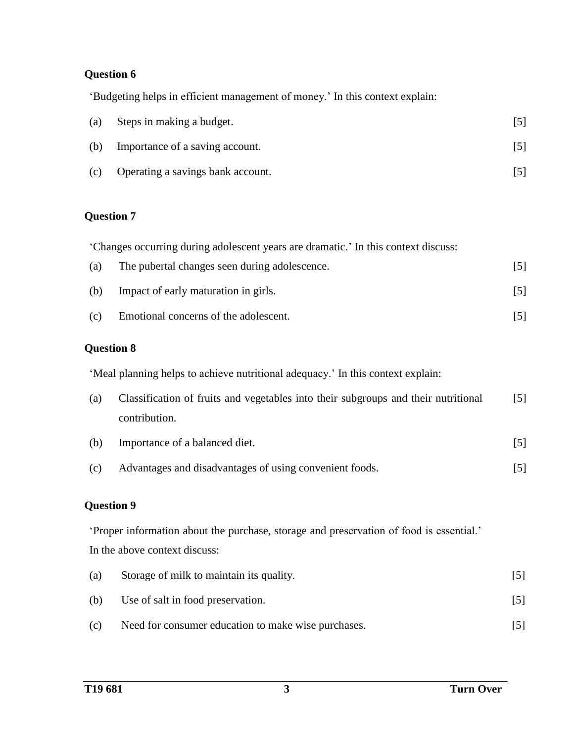### Question 6

'Budgeting helps in efficient management of money.' In this context explain:

(a) Steps in making a budget. [5]

(b) Importance of a saving account. [5]

(c) Operating a savings bank account. [5]

### Question 7

'Changes occurring during adolescent years are dramatic.' In this context discuss:

(a) The pubertal changes seen during adolescence. [5]

(b) Impact of early maturation in girls. [5]

(c) Emotional concerns of the adolescent. [5]

### Question 8

'Meal planning helps to achieve nutritional adequacy.' In this context explain:

(a) Classification of fruits and vegetables into their subgroups and their nutritional contribution. [5]

(b) Importance of a balanced diet. [5]

(c) Advantages and disadvantages of using convenient foods. [5]

### Question 9

'Proper information about the purchase, storage and preservation of food is essential.' In the above context discuss:

(a) Storage of milk to maintain its quality. [5]

(b) Use of salt in food preservation. [5]

(c) Need for consumer education to make wise purchases. [5]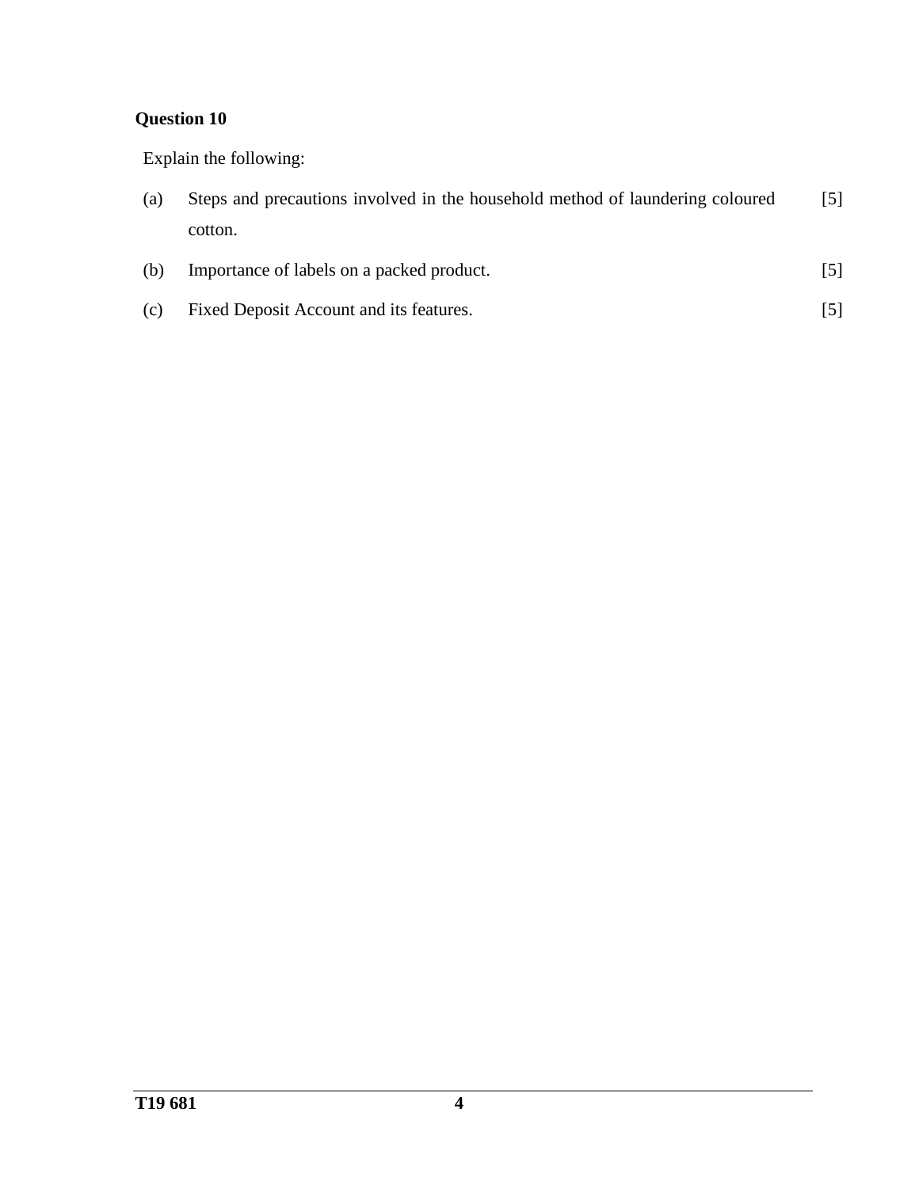**Question 10**

Explain the following:

(a) Steps and precautions involved in the household method of laundering coloured cotton. [5]

(b) Importance of labels on a packed product. [5]

(c) Fixed Deposit Account and its features. [5]